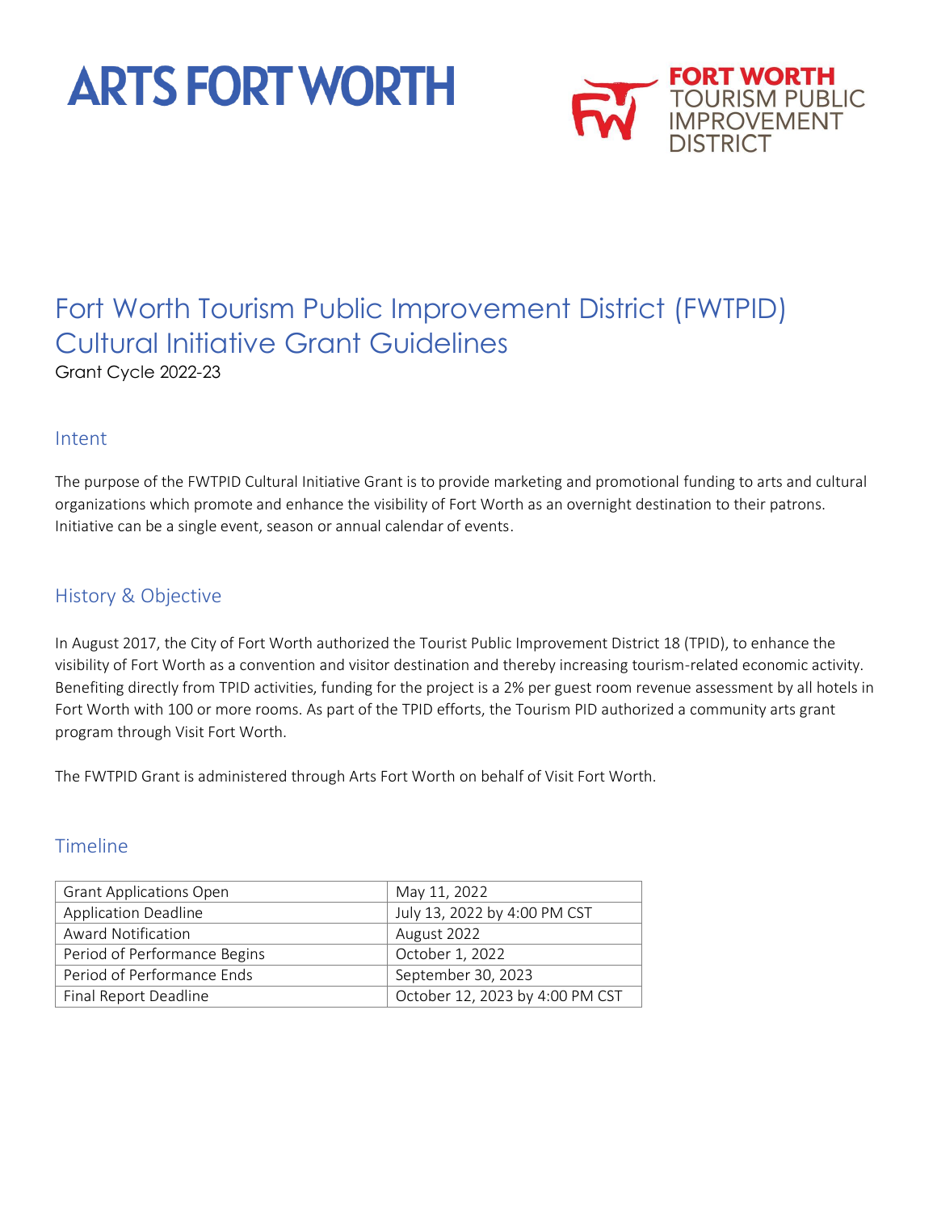ARTS FORT WORTH

FORT WORTH TOURISM PUBLIC IMPROVEMENT DISTRICT

# Fort Worth Tourism Public Improvement District (FWTPID) Cultural Initiative Grant Guidelines

Grant Cycle 2022-23

## Intent

The purpose of the FWTPID Cultural Initiative Grant is to provide marketing and promotional funding to arts and cultural organizations which promote and enhance the visibility of Fort Worth as an overnight destination to their patrons. Initiative can be a single event, season or annual calendar of events.

## History & Objective

In August 2017, the City of Fort Worth authorized the Tourist Public Improvement District 18 (TPID), to enhance the visibility of Fort Worth as a convention and visitor destination and thereby increasing tourism-related economic activity. Benefiting directly from TPID activities, funding for the project is a 2% per guest room revenue assessment by all hotels in Fort Worth with 100 or more rooms. As part of the TPID efforts, the Tourism PID authorized a community arts grant program through Visit Fort Worth.

The FWTPID Grant is administered through Arts Fort Worth on behalf of Visit Fort Worth.

## Timeline

| | |
|---|---|
| Grant Applications Open | May 11, 2022 |
| Application Deadline | July 13, 2022 by 4:00 PM CST |
| Award Notification | August 2022 |
| Period of Performance Begins | October 1, 2022 |
| Period of Performance Ends | September 30, 2023 |
| Final Report Deadline | October 12, 2023 by 4:00 PM CST |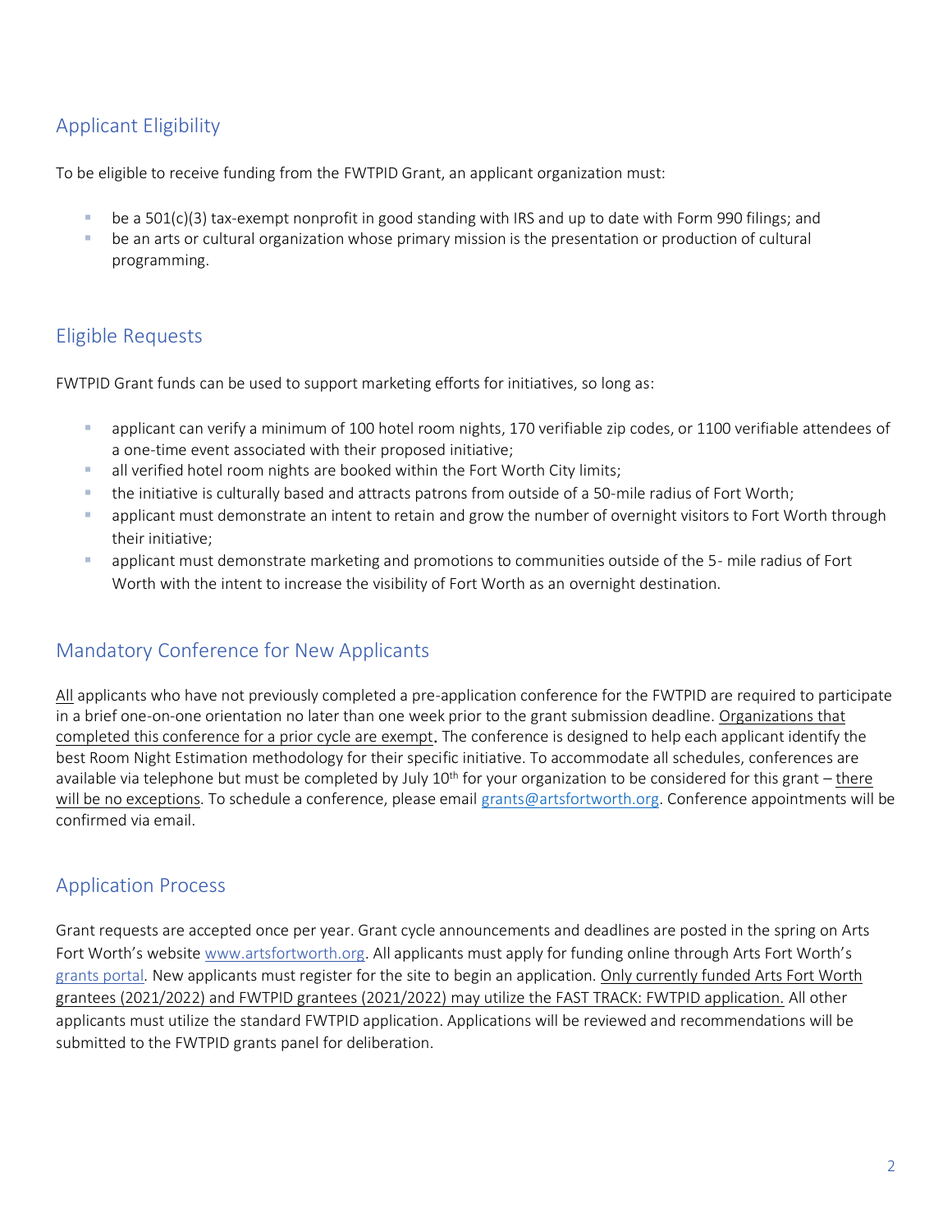## Applicant Eligibility

To be eligible to receive funding from the FWTPID Grant, an applicant organization must:

- be a 501(c)(3) tax-exempt nonprofit in good standing with IRS and up to date with Form 990 filings; and
- be an arts or cultural organization whose primary mission is the presentation or production of cultural programming.

## Eligible Requests

FWTPID Grant funds can be used to support marketing efforts for initiatives, so long as:

- applicant can verify a minimum of 100 hotel room nights, 170 verifiable zip codes, or 1100 verifiable attendees of a one-time event associated with their proposed initiative;
- all verified hotel room nights are booked within the Fort Worth City limits;
- the initiative is culturally based and attracts patrons from outside of a 50-mile radius of Fort Worth;
- applicant must demonstrate an intent to retain and grow the number of overnight visitors to Fort Worth through their initiative;
- applicant must demonstrate marketing and promotions to communities outside of the 5- mile radius of Fort Worth with the intent to increase the visibility of Fort Worth as an overnight destination.

## Mandatory Conference for New Applicants

All applicants who have not previously completed a pre-application conference for the FWTPID are required to participate in a brief one-on-one orientation no later than one week prior to the grant submission deadline. Organizations that completed this conference for a prior cycle are exempt. The conference is designed to help each applicant identify the best Room Night Estimation methodology for their specific initiative. To accommodate all schedules, conferences are available via telephone but must be completed by July 10th for your organization to be considered for this grant – there will be no exceptions. To schedule a conference, please email grants@artsfortworth.org. Conference appointments will be confirmed via email.

## Application Process

Grant requests are accepted once per year. Grant cycle announcements and deadlines are posted in the spring on Arts Fort Worth's website www.artsfortworth.org. All applicants must apply for funding online through Arts Fort Worth's grants portal. New applicants must register for the site to begin an application. Only currently funded Arts Fort Worth grantees (2021/2022) and FWTPID grantees (2021/2022) may utilize the FAST TRACK: FWTPID application. All other applicants must utilize the standard FWTPID application. Applications will be reviewed and recommendations will be submitted to the FWTPID grants panel for deliberation.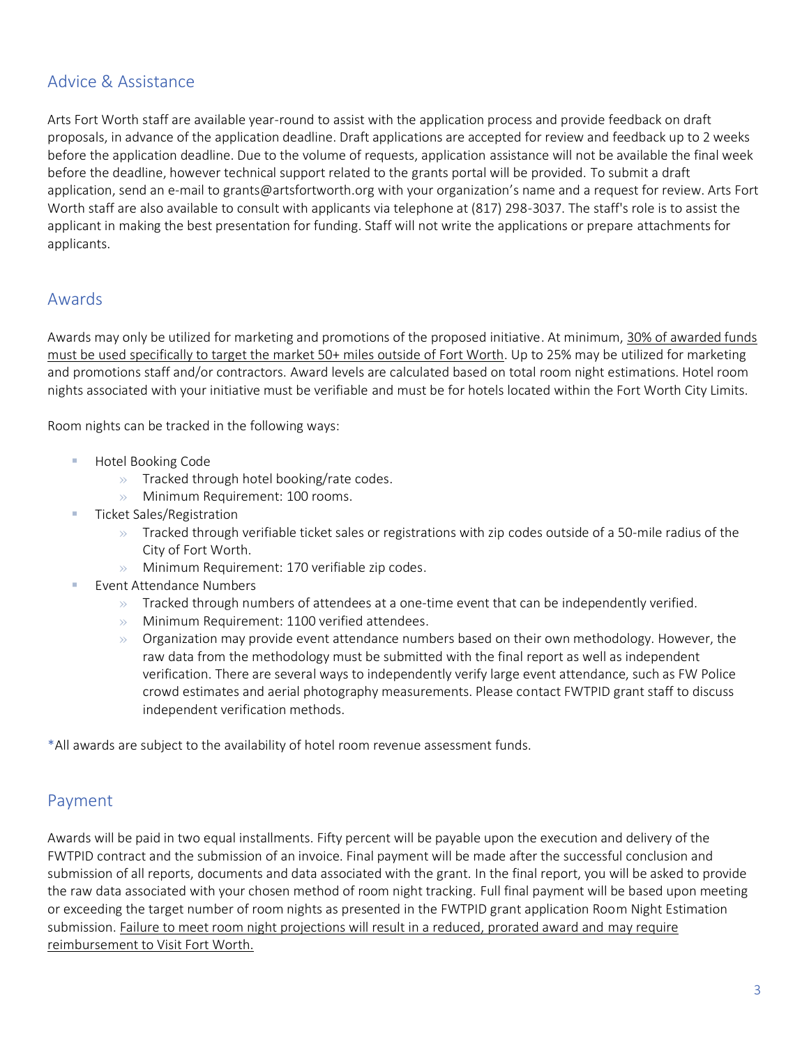## Advice & Assistance

Arts Fort Worth staff are available year-round to assist with the application process and provide feedback on draft proposals, in advance of the application deadline. Draft applications are accepted for review and feedback up to 2 weeks before the application deadline. Due to the volume of requests, application assistance will not be available the final week before the deadline, however technical support related to the grants portal will be provided. To submit a draft application, send an e-mail to grants@artsfortworth.org with your organization's name and a request for review. Arts Fort Worth staff are also available to consult with applicants via telephone at (817) 298-3037. The staff's role is to assist the applicant in making the best presentation for funding. Staff will not write the applications or prepare attachments for applicants.

## Awards

Awards may only be utilized for marketing and promotions of the proposed initiative. At minimum, <u>30% of awarded funds must be used specifically to target the market 50+ miles outside of Fort Worth</u>. Up to 25% may be utilized for marketing and promotions staff and/or contractors. Award levels are calculated based on total room night estimations. Hotel room nights associated with your initiative must be verifiable and must be for hotels located within the Fort Worth City Limits.

Room nights can be tracked in the following ways:

- Hotel Booking Code
  - Tracked through hotel booking/rate codes.
  - Minimum Requirement: 100 rooms.
- Ticket Sales/Registration
  - Tracked through verifiable ticket sales or registrations with zip codes outside of a 50-mile radius of the City of Fort Worth.
  - Minimum Requirement: 170 verifiable zip codes.
- Event Attendance Numbers
  - Tracked through numbers of attendees at a one-time event that can be independently verified.
  - Minimum Requirement: 1100 verified attendees.
  - Organization may provide event attendance numbers based on their own methodology. However, the raw data from the methodology must be submitted with the final report as well as independent verification. There are several ways to independently verify large event attendance, such as FW Police crowd estimates and aerial photography measurements. Please contact FWTPID grant staff to discuss independent verification methods.

*All awards are subject to the availability of hotel room revenue assessment funds.

## Payment

Awards will be paid in two equal installments. Fifty percent will be payable upon the execution and delivery of the FWTPID contract and the submission of an invoice. Final payment will be made after the successful conclusion and submission of all reports, documents and data associated with the grant. In the final report, you will be asked to provide the raw data associated with your chosen method of room night tracking. Full final payment will be based upon meeting or exceeding the target number of room nights as presented in the FWTPID grant application Room Night Estimation submission. <u>Failure to meet room night projections will result in a reduced, prorated award and may require reimbursement to Visit Fort Worth.</u>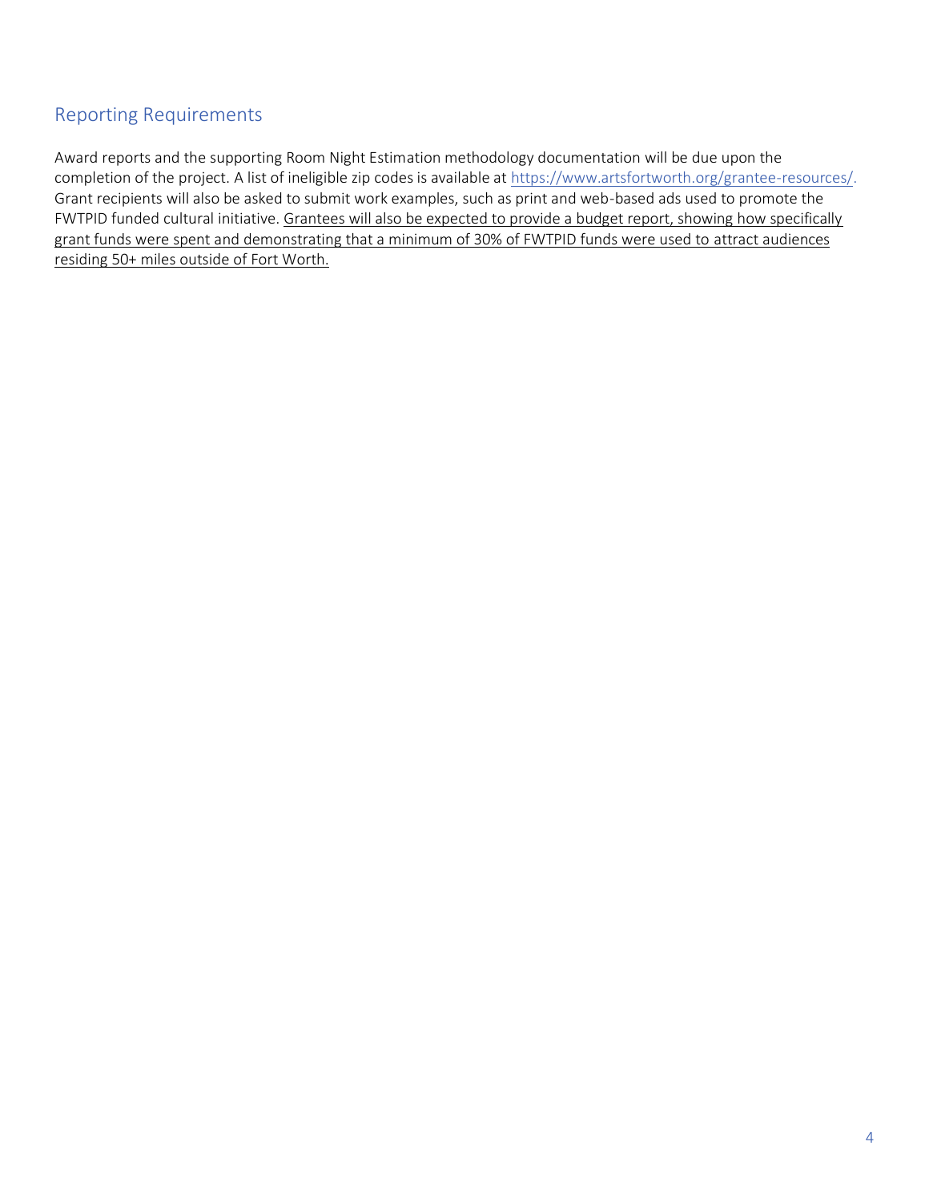## Reporting Requirements

Award reports and the supporting Room Night Estimation methodology documentation will be due upon the completion of the project. A list of ineligible zip codes is available at [https://www.artsfortworth.org/grantee-resources/](https://www.artsfortworth.org/grantee-resources/). Grant recipients will also be asked to submit work examples, such as print and web-based ads used to promote the FWTPID funded cultural initiative. <u>Grantees will also be expected to provide a budget report, showing how specifically grant funds were spent and demonstrating that a minimum of 30% of FWTPID funds were used to attract audiences residing 50+ miles outside of Fort Worth.</u>